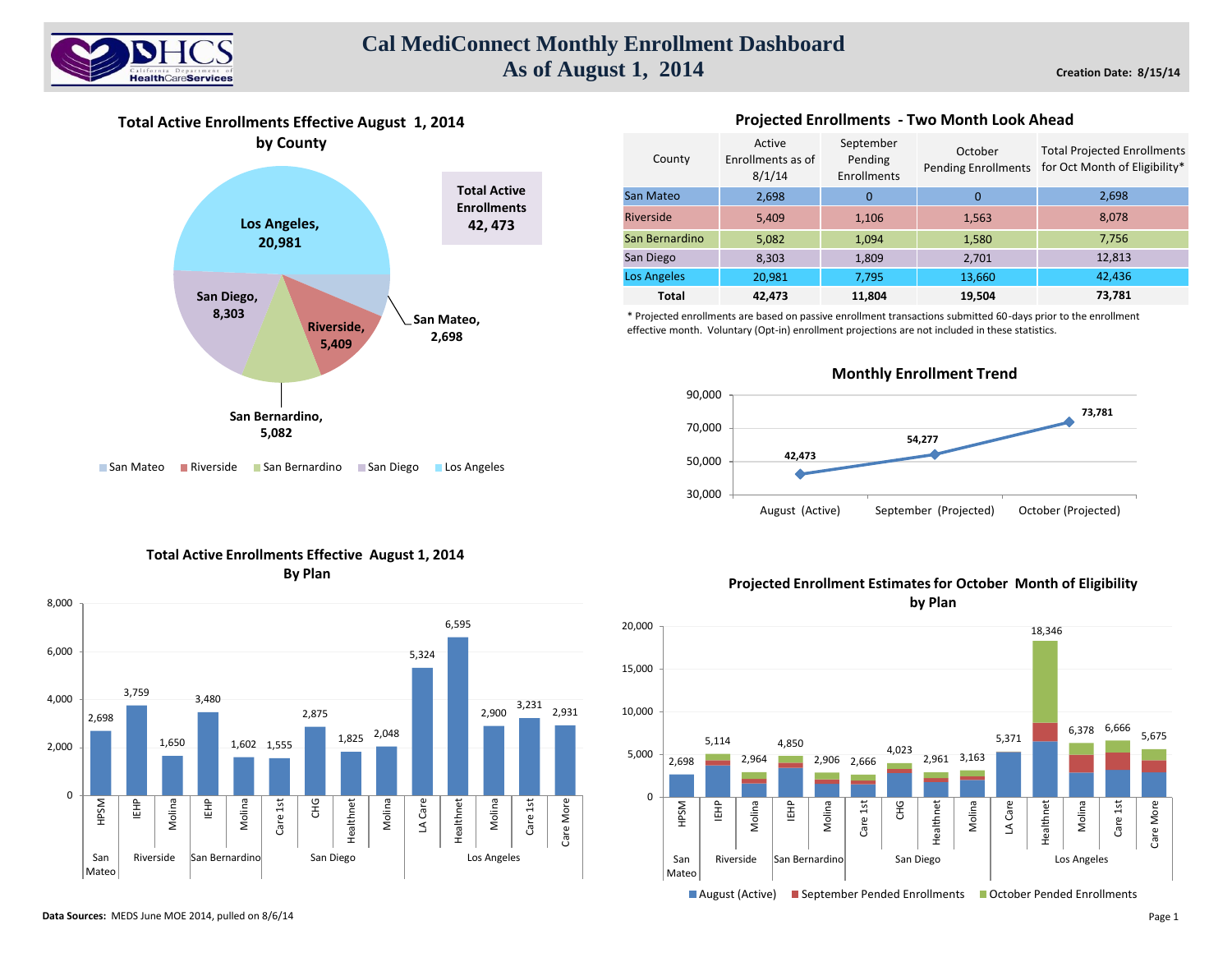# Cal MediConnect Monthly Enrollment Dashboard
## As of August 1, 2014

**Creation Date: 8/15/14**

### Total Active Enrollments Effective August 1, 2014 by County

| County | Active Enrollments |
|---|---|
| Los Angeles | 20,981 |
| San Diego | 8,303 |
| Riverside | 5,409 |
| San Mateo | 2,698 |
| San Bernardino | 5,082 |

**Total Active Enrollments 42, 473**

### Projected Enrollments - Two Month Look Ahead

| County | Active Enrollments as of 8/1/14 | September Pending Enrollments | October Pending Enrollments | Total Projected Enrollments for Oct Month of Eligibility* |
|---|---|---|---|---|
| San Mateo | 2,698 | 0 | 0 | 2,698 |
| Riverside | 5,409 | 1,106 | 1,563 | 8,078 |
| San Bernardino | 5,082 | 1,094 | 1,580 | 7,756 |
| San Diego | 8,303 | 1,809 | 2,701 | 12,813 |
| Los Angeles | 20,981 | 7,795 | 13,660 | 42,436 |
| **Total** | **42,473** | **11,804** | **19,504** | **73,781** |

* Projected enrollments are based on passive enrollment transactions submitted 60-days prior to the enrollment effective month. Voluntary (Opt-in) enrollment projections are not included in these statistics.

### Monthly Enrollment Trend

| Month | Enrollment |
|---|---|
| August (Active) | 42,473 |
| September (Projected) | 54,277 |
| October (Projected) | 73,781 |

### Total Active Enrollments Effective August 1, 2014 By Plan

| County | Plan | Enrollments |
|---|---|---|
| San Mateo | HPSM | 2,698 |
| Riverside | IEHP | 3,759 |
| Riverside | Molina | 1,650 |
| San Bernardino | IEHP | 3,480 |
| San Bernardino | Molina | 1,602 |
| San Diego | Care 1st | 1,555 |
| San Diego | CHG | 2,875 |
| San Diego | Healthnet | 1,825 |
| San Diego | Molina | 2,048 |
| Los Angeles | LA Care | 5,324 |
| Los Angeles | Healthnet | 6,595 |
| Los Angeles | Molina | 2,900 |
| Los Angeles | Care 1st | 3,231 |
| Los Angeles | Care More | 2,931 |

### Projected Enrollment Estimates for October Month of Eligibility by Plan

| County | Plan | Total Projected |
|---|---|---|
| San Mateo | HPSM | 2,698 |
| Riverside | IEHP | 5,114 |
| Riverside | Molina | 2,964 |
| San Bernardino | IEHP | 4,850 |
| San Bernardino | Molina | 2,906 |
| San Diego | Care 1st | 2,666 |
| San Diego | CHG | 4,023 |
| San Diego | Healthnet | 2,961 |
| San Diego | Molina | 3,163 |
| Los Angeles | LA Care | 5,371 |
| Los Angeles | Healthnet | 18,346 |
| Los Angeles | Molina | 6,378 |
| Los Angeles | Care 1st | 6,666 |
| Los Angeles | Care More | 5,675 |

August (Active) / September Pended Enrollments / October Pended Enrollments

**Data Sources:** MEDS June MOE 2014, pulled on 8/6/14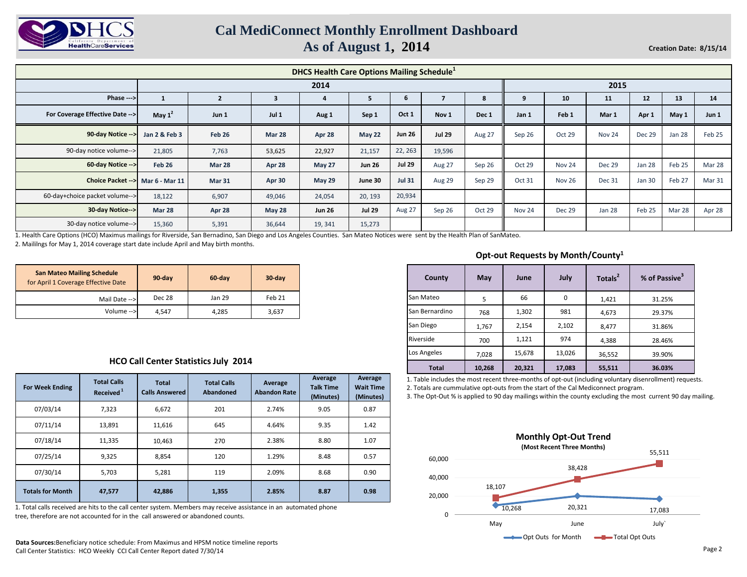# Cal MediConnect Monthly Enrollment Dashboard

## As of August 1, 2014

**Creation Date: 8/15/14**

| DHCS Health Care Options Mailing Schedule[1] | | | | | | | | | | | | | | |
|---|---|---|---|---|---|---|---|---|---|---|---|---|---|---|
| | 2014 | | | | | | | | 2015 | | | | | |
| **Phase --->** | 1 | 2 | 3 | 4 | 5 | 6 | 7 | 8 | 9 | 10 | 11 | 12 | 13 | 14 |
| **For Coverage Effective Date -->** | May 1[2] | Jun 1 | Jul 1 | Aug 1 | Sep 1 | Oct 1 | Nov 1 | Dec 1 | Jan 1 | Feb 1 | Mar 1 | Apr 1 | May 1 | Jun 1 |
| **90-day Notice -->** | Jan 2 & Feb 3 | Feb 26 | Mar 28 | Apr 28 | May 22 | Jun 26 | Jul 29 | Aug 27 | Sep 26 | Oct 29 | Nov 24 | Dec 29 | Jan 28 | Feb 25 |
| 90-day notice volume--> | 21,805 | 7,763 | 53,625 | 22,927 | 21,157 | 22, 263 | 19,596 | | | | | | | |
| **60-day Notice -->** | Feb 26 | Mar 28 | Apr 28 | May 27 | Jun 26 | Jul 29 | Aug 27 | Sep 26 | Oct 29 | Nov 24 | Dec 29 | Jan 28 | Feb 25 | Mar 28 |
| **Choice Packet -->** | Mar 6 - Mar 11 | Mar 31 | Apr 30 | May 29 | June 30 | Jul 31 | Aug 29 | Sep 29 | Oct 31 | Nov 26 | Dec 31 | Jan 30 | Feb 27 | Mar 31 |
| 60-day+choice packet volume--> | 18,122 | 6,907 | 49,046 | 24,054 | 20, 193 | 20,934 | | | | | | | | |
| **30-day Notice-->** | Mar 28 | Apr 28 | May 28 | Jun 26 | Jul 29 | Aug 27 | Sep 26 | Oct 29 | Nov 24 | Dec 29 | Jan 28 | Feb 25 | Mar 28 | Apr 28 |
| 30-day notice volume--> | 15,360 | 5,391 | 36,644 | 19, 341 | 15,273 | | | | | | | | | |

1. Health Care Options (HCO) Maximus mailings for Riverside, San Bernadino, San Diego and Los Angeles Counties. San Mateo Notices were sent by the Health Plan of SanMateo.
2. Maililngs for May 1, 2014 coverage start date include April and May birth months.

| **San Mateo Mailing Schedule** for April 1 Coverage Effective Date | 90-day | 60-day | 30-day |
|---|---|---|---|
| Mail Date --> | Dec 28 | Jan 29 | Feb 21 |
| Volume --> | 4,547 | 4,285 | 3,637 |

### Opt-out Requests by Month/County[1]

| County | May | June | July | Totals[2] | % of Passive[3] |
|---|---|---|---|---|---|
| San Mateo | 5 | 66 | 0 | 1,421 | 31.25% |
| San Bernardino | 768 | 1,302 | 981 | 4,673 | 29.37% |
| San Diego | 1,767 | 2,154 | 2,102 | 8,477 | 31.86% |
| Riverside | 700 | 1,121 | 974 | 4,388 | 28.46% |
| Los Angeles | 7,028 | 15,678 | 13,026 | 36,552 | 39.90% |
| **Total** | **10,268** | **20,321** | **17,083** | **55,511** | **36.03%** |

1. Table includes the most recent three-months of opt-out (including voluntary disenrollment) requests.
2. Totals are cummulative opt-outs from the start of the Cal Mediconnect program.
3. The Opt-Out % is applied to 90 day mailings within the county excluding the most current 90 day mailing.

### HCO Call Center Statistics July 2014

| For Week Ending | Total Calls Received[1] | Total Calls Answered | Total Calls Abandoned | Average Abandon Rate | Average Talk Time (Minutes) | Average Wait Time (Minutes) |
|---|---|---|---|---|---|---|
| 07/03/14 | 7,323 | 6,672 | 201 | 2.74% | 9.05 | 0.87 |
| 07/11/14 | 13,891 | 11,616 | 645 | 4.64% | 9.35 | 1.42 |
| 07/18/14 | 11,335 | 10,463 | 270 | 2.38% | 8.80 | 1.07 |
| 07/25/14 | 9,325 | 8,854 | 120 | 1.29% | 8.48 | 0.57 |
| 07/30/14 | 5,703 | 5,281 | 119 | 2.09% | 8.68 | 0.90 |
| **Totals for Month** | **47,577** | **42,886** | **1,355** | **2.85%** | **8.87** | **0.98** |

1. Total calls received are hits to the call center system. Members may receive assistance in an automated phone tree, therefore are not accounted for in the call answered or abandoned counts.

**Monthly Opt-Out Trend**
(Most Recent Three Months)

60,000
40,000
20,000
0

18,107
38,428
55,511
10,268
20,321
17,083

May
June
July`

Opt Outs for Month
Total Opt Outs

**Data Sources:** Beneficiary notice schedule: From Maximus and HPSM notice timeline reports
Call Center Statistics: HCO Weekly CCI Call Center Report dated 7/30/14